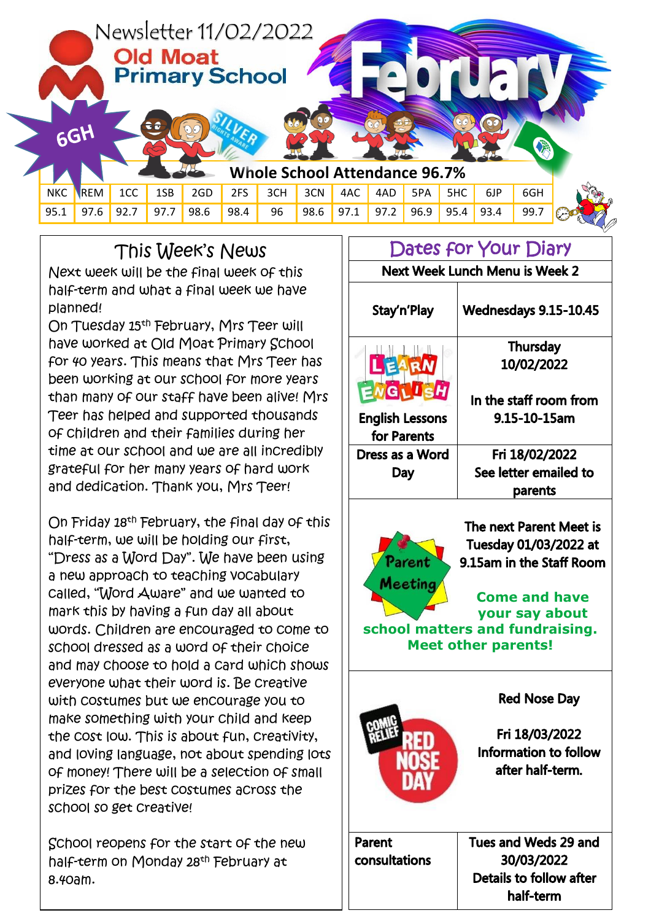# Newsletter 11/02/2022

## Old Moat Primary School

# February

6GH

**Whole School Attendance 96.7%**

| NKC | REM | 1CC | 1SB | 2GD | 2FS | 3CH | 3CN | 4AC | 4AD | 5PA | 5HC | 6JP | 6GH |
|---|---|---|---|---|---|---|---|---|---|---|---|---|---|
| 95.1 | 97.6 | 92.7 | 97.7 | 98.6 | 98.4 | 96 | 98.6 | 97.1 | 97.2 | 96.9 | 95.4 | 93.4 | 99.7 |

## This Week's News

Next week will be the final week of this half-term and what a final week we have planned!

On Tuesday 15th February, Mrs Teer will have worked at Old Moat Primary School for 40 years. This means that Mrs Teer has been working at our school for more years than many of our staff have been alive! Mrs Teer has helped and supported thousands of children and their families during her time at our school and we are all incredibly grateful for her many years of hard work and dedication. Thank you, Mrs Teer!

On Friday 18th February, the final day of this half-term, we will be holding our first, "Dress as a Word Day". We have been using a new approach to teaching vocabulary called, "Word Aware" and we wanted to mark this by having a fun day all about words. Children are encouraged to come to school dressed as a word of their choice and may choose to hold a card which shows everyone what their word is. Be creative with costumes but we encourage you to make something with your child and keep the cost low. This is about fun, creativity, and loving language, not about spending lots of money! There will be a selection of small prizes for the best costumes across the school so get creative!

School reopens for the start of the new half-term on Monday 28th February at 8.40am.

## Dates for Your Diary

**Next Week Lunch Menu is Week 2**

| Event | Details |
|---|---|
| **Stay'n'Play** | **Wednesdays 9.15-10.45** |
| **English Lessons for Parents** | **Thursday 10/02/2022 — In the staff room from 9.15-10-15am** |
| **Dress as a Word Day** | **Fri 18/02/2022 — See letter emailed to parents** |

**Parent Meeting**

**The next Parent Meet is Tuesday 01/03/2022 at 9.15am in the Staff Room**

**Come and have your say about school matters and fundraising. Meet other parents!**

**Red Nose Day**

**Fri 18/03/2022**

**Information to follow after half-term.**

| | |
|---|---|
| **Parent consultations** | **Tues and Weds 29 and 30/03/2022 Details to follow after half-term** |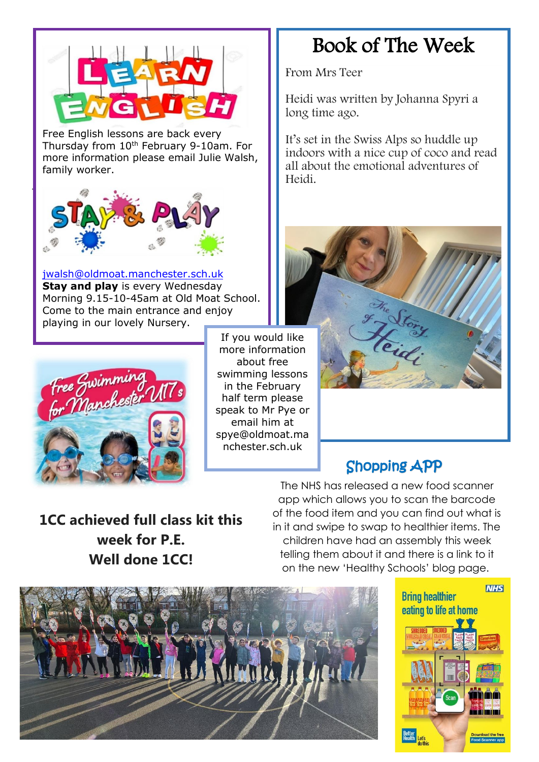Free English lessons are back every Thursday from 10th February 9-10am. For more information please email Julie Walsh, family worker.

jwalsh@oldmoat.manchester.sch.uk

**Stay and play** is every Wednesday Morning 9.15-10-45am at Old Moat School. Come to the main entrance and enjoy playing in our lovely Nursery.

If you would like more information about free swimming lessons in the February half term please speak to Mr Pye or email him at spye@oldmoat.manchester.sch.uk

**1CC achieved full class kit this week for P.E. Well done 1CC!**

# Book of The Week

From Mrs Teer

Heidi was written by Johanna Spyri a long time ago.

It's set in the Swiss Alps so huddle up indoors with a nice cup of coco and read all about the emotional adventures of Heidi.

## Shopping APP

The NHS has released a new food scanner app which allows you to scan the barcode of the food item and you can find out what is in it and swipe to swap to healthier items. The children have had an assembly this week telling them about it and there is a link to it on the new 'Healthy Schools' blog page.